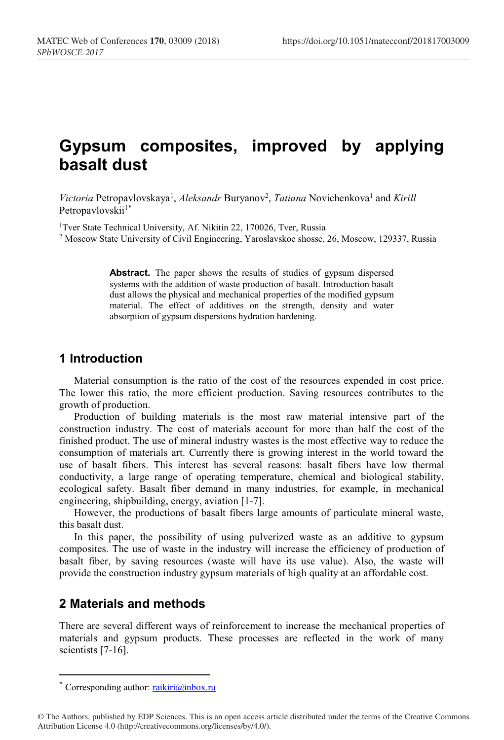# Gypsum composites, improved by applying basalt dust

*Victoria* Petropavlovskaya[1], *Aleksandr* Buryanov[2], *Tatiana* Novichenkova[1] and *Kirill* Petropavlovskii[1*]

[1]Tver State Technical University, Af. Nikitin 22, 170026, Tver, Russia

[2] Moscow State University of Civil Engineering, Yaroslavskoe shosse, 26, Moscow, 129337, Russia

> **Abstract.** The paper shows the results of studies of gypsum dispersed systems with the addition of waste production of basalt. Introduction basalt dust allows the physical and mechanical properties of the modified gypsum material. The effect of additives on the strength, density and water absorption of gypsum dispersions hydration hardening.

## 1 Introduction

Material consumption is the ratio of the cost of the resources expended in cost price. The lower this ratio, the more efficient production. Saving resources contributes to the growth of production.

Production of building materials is the most raw material intensive part of the construction industry. The cost of materials account for more than half the cost of the finished product. The use of mineral industry wastes is the most effective way to reduce the consumption of materials art. Currently there is growing interest in the world toward the use of basalt fibers. This interest has several reasons: basalt fibers have low thermal conductivity, a large range of operating temperature, chemical and biological stability, ecological safety. Basalt fiber demand in many industries, for example, in mechanical engineering, shipbuilding, energy, aviation [1-7].

However, the productions of basalt fibers large amounts of particulate mineral waste, this basalt dust.

In this paper, the possibility of using pulverized waste as an additive to gypsum composites. The use of waste in the industry will increase the efficiency of production of basalt fiber, by saving resources (waste will have its use value). Also, the waste will provide the construction industry gypsum materials of high quality at an affordable cost.

## 2 Materials and methods

There are several different ways of reinforcement to increase the mechanical properties of materials and gypsum products. These processes are reflected in the work of many scientists [7-16].

[*] Corresponding author: raikiri@inbox.ru

© The Authors, published by EDP Sciences. This is an open access article distributed under the terms of the Creative Commons Attribution License 4.0 (http://creativecommons.org/licenses/by/4.0/).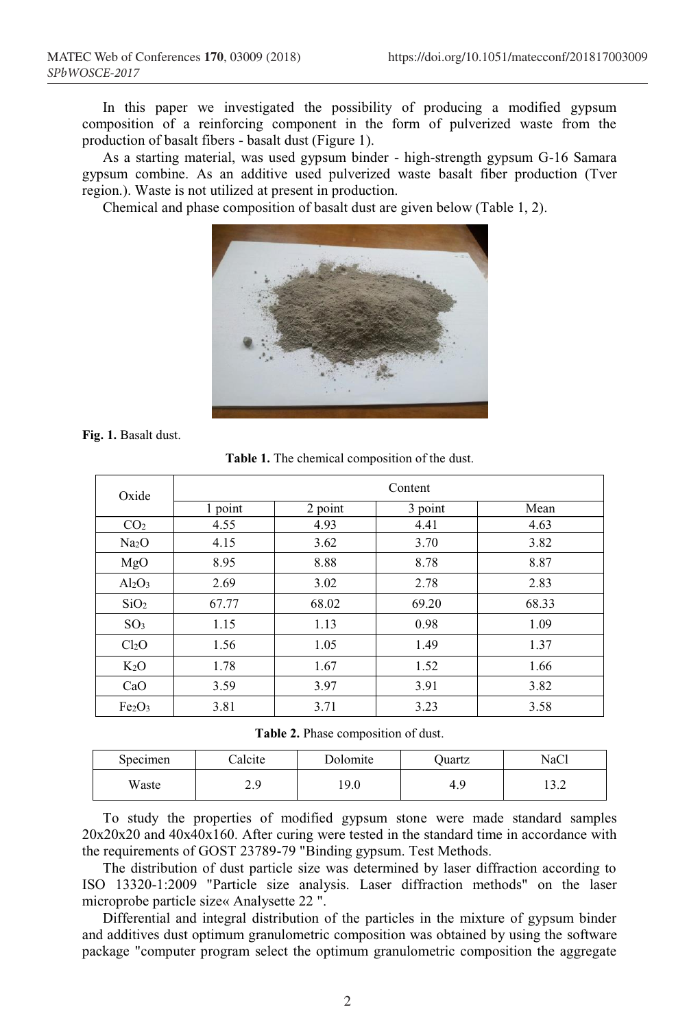In this paper we investigated the possibility of producing a modified gypsum composition of a reinforcing component in the form of pulverized waste from the production of basalt fibers - basalt dust (Figure 1).

As a starting material, was used gypsum binder - high-strength gypsum G-16 Samara gypsum combine. As an additive used pulverized waste basalt fiber production (Tver region.). Waste is not utilized at present in production.

Chemical and phase composition of basalt dust are given below (Table 1, 2).

**Fig. 1.** Basalt dust.

**Table 1.** The chemical composition of the dust.

| Oxide | Content | | | |
|---|---|---|---|---|
| | 1 point | 2 point | 3 point | Mean |
| $CO_2$ | 4.55 | 4.93 | 4.41 | 4.63 |
| $Na_2O$ | 4.15 | 3.62 | 3.70 | 3.82 |
| $MgO$ | 8.95 | 8.88 | 8.78 | 8.87 |
| $Al_2O_3$ | 2.69 | 3.02 | 2.78 | 2.83 |
| $SiO_2$ | 67.77 | 68.02 | 69.20 | 68.33 |
| $SO_3$ | 1.15 | 1.13 | 0.98 | 1.09 |
| $Cl_2O$ | 1.56 | 1.05 | 1.49 | 1.37 |
| $K_2O$ | 1.78 | 1.67 | 1.52 | 1.66 |
| $CaO$ | 3.59 | 3.97 | 3.91 | 3.82 |
| $Fe_2O_3$ | 3.81 | 3.71 | 3.23 | 3.58 |

**Table 2.** Phase composition of dust.

| Specimen | Calcite | Dolomite | Quartz | NaCl |
|---|---|---|---|---|
| Waste | 2.9 | 19.0 | 4.9 | 13.2 |

To study the properties of modified gypsum stone were made standard samples 20x20x20 and 40x40x160. After curing were tested in the standard time in accordance with the requirements of GOST 23789-79 "Binding gypsum. Test Methods.

The distribution of dust particle size was determined by laser diffraction according to ISO 13320-1:2009 "Particle size analysis. Laser diffraction methods" on the laser microprobe particle size« Analysette 22 ".

Differential and integral distribution of the particles in the mixture of gypsum binder and additives dust optimum granulometric composition was obtained by using the software package "computer program select the optimum granulometric composition the aggregate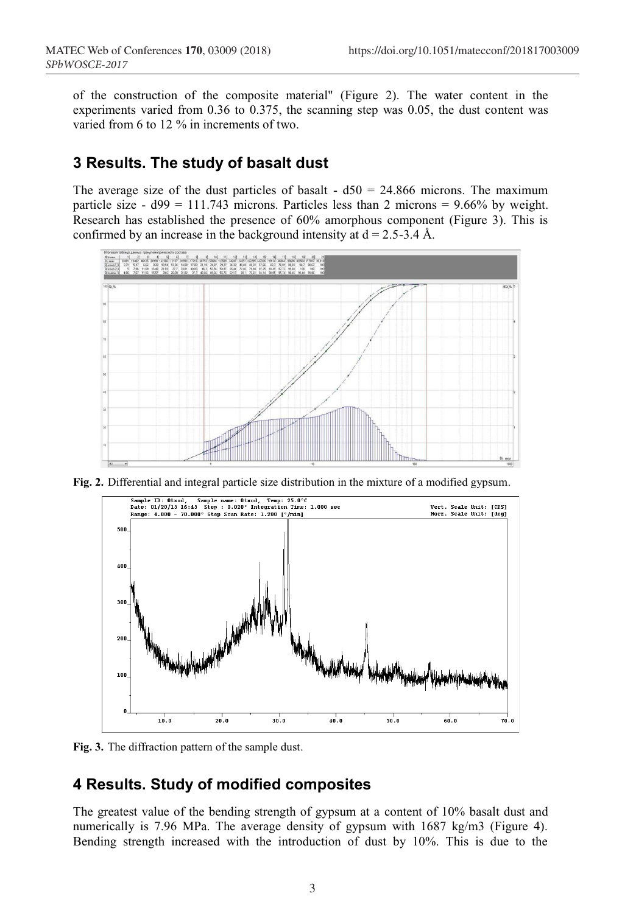of the construction of the composite material" (Figure 2). The water content in the experiments varied from 0.36 to 0.375, the scanning step was 0.05, the dust content was varied from 6 to 12 % in increments of two.

## 3 Results. The study of basalt dust

The average size of the dust particles of basalt - d50 = 24.866 microns. The maximum particle size - d99 = 111.743 microns. Particles less than 2 microns = 9.66% by weight. Research has established the presence of 60% amorphous component (Figure 3). This is confirmed by an increase in the background intensity at d = 2.5-3.4 Å.

**Fig. 2.** Differential and integral particle size distribution in the mixture of a modified gypsum.

**Fig. 3.** The diffraction pattern of the sample dust.

## 4 Results. Study of modified composites

The greatest value of the bending strength of gypsum at a content of 10% basalt dust and numerically is 7.96 MPa. The average density of gypsum with 1687 kg/m3 (Figure 4). Bending strength increased with the introduction of dust by 10%. This is due to the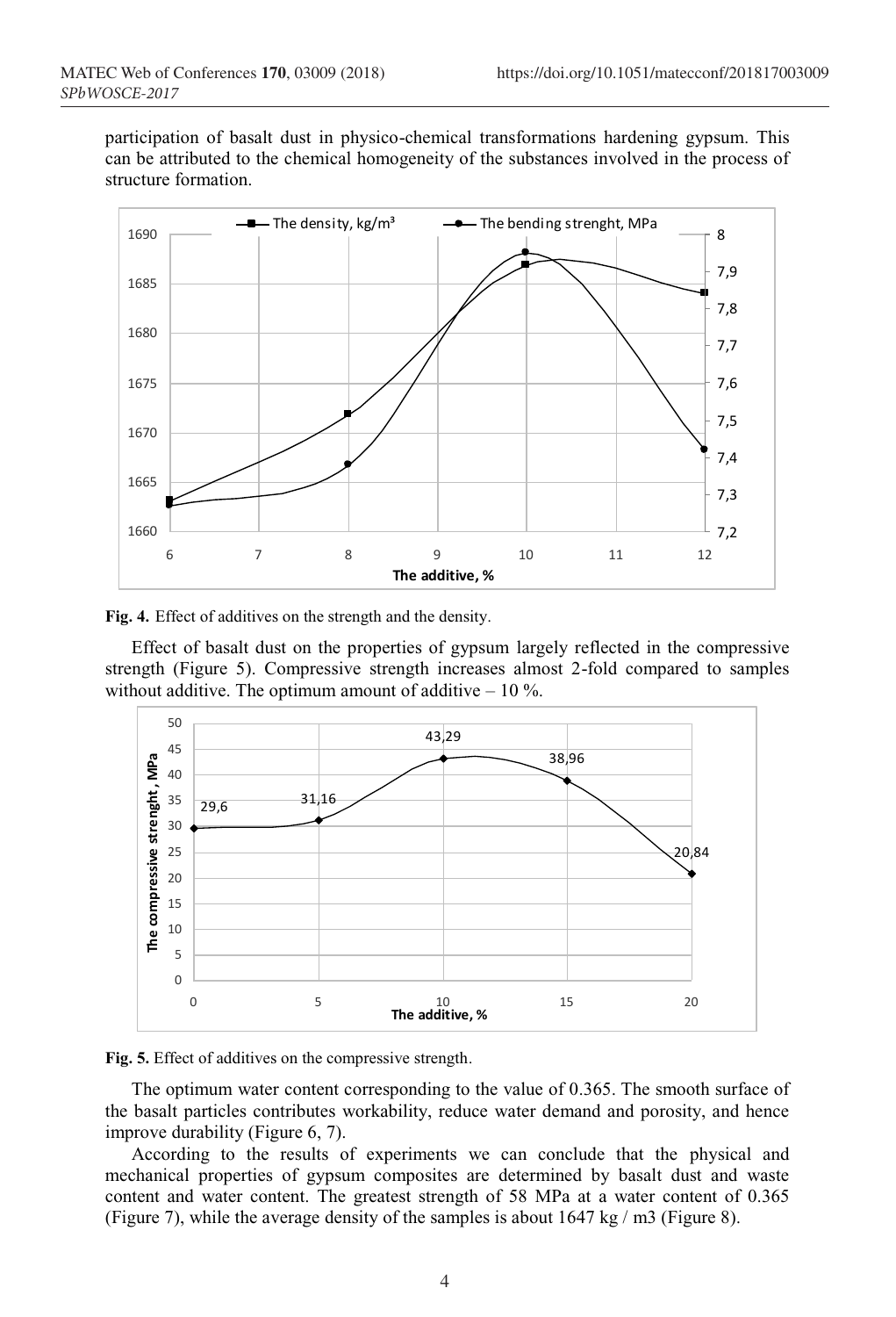participation of basalt dust in physico-chemical transformations hardening gypsum. This can be attributed to the chemical homogeneity of the substances involved in the process of structure formation.

**Fig. 4.** Effect of additives on the strength and the density.

Effect of basalt dust on the properties of gypsum largely reflected in the compressive strength (Figure 5). Compressive strength increases almost 2-fold compared to samples without additive. The optimum amount of additive – 10 %.

**Fig. 5.** Effect of additives on the compressive strength.

The optimum water content corresponding to the value of 0.365. The smooth surface of the basalt particles contributes workability, reduce water demand and porosity, and hence improve durability (Figure 6, 7).

According to the results of experiments we can conclude that the physical and mechanical properties of gypsum composites are determined by basalt dust and waste content and water content. The greatest strength of 58 MPa at a water content of 0.365 (Figure 7), while the average density of the samples is about 1647 kg / m3 (Figure 8).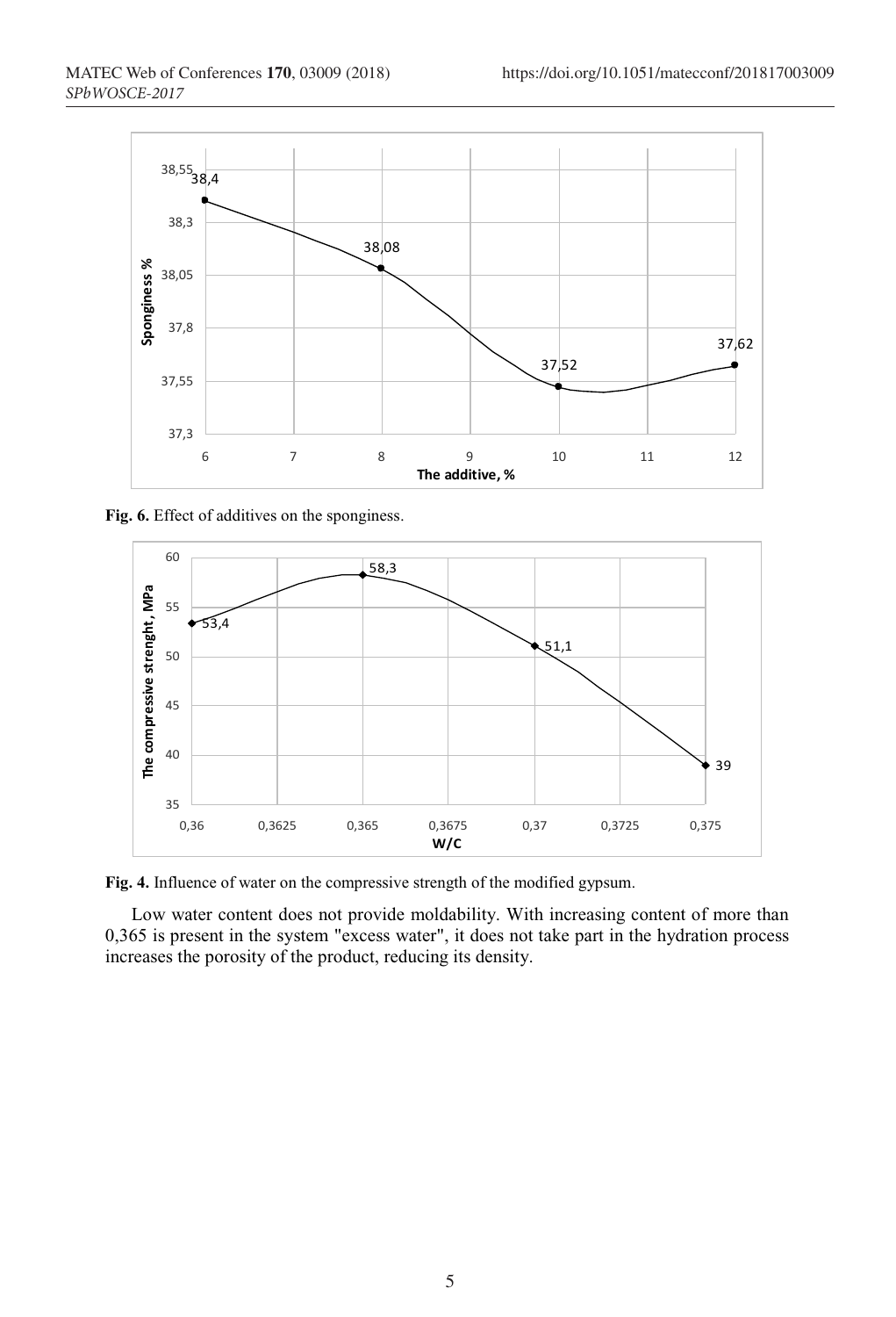Fig. 6. Effect of additives on the sponginess.

Fig. 4. Influence of water on the compressive strength of the modified gypsum.

Low water content does not provide moldability. With increasing content of more than 0,365 is present in the system "excess water", it does not take part the hydration process increases the porosity of the product, reducing its density.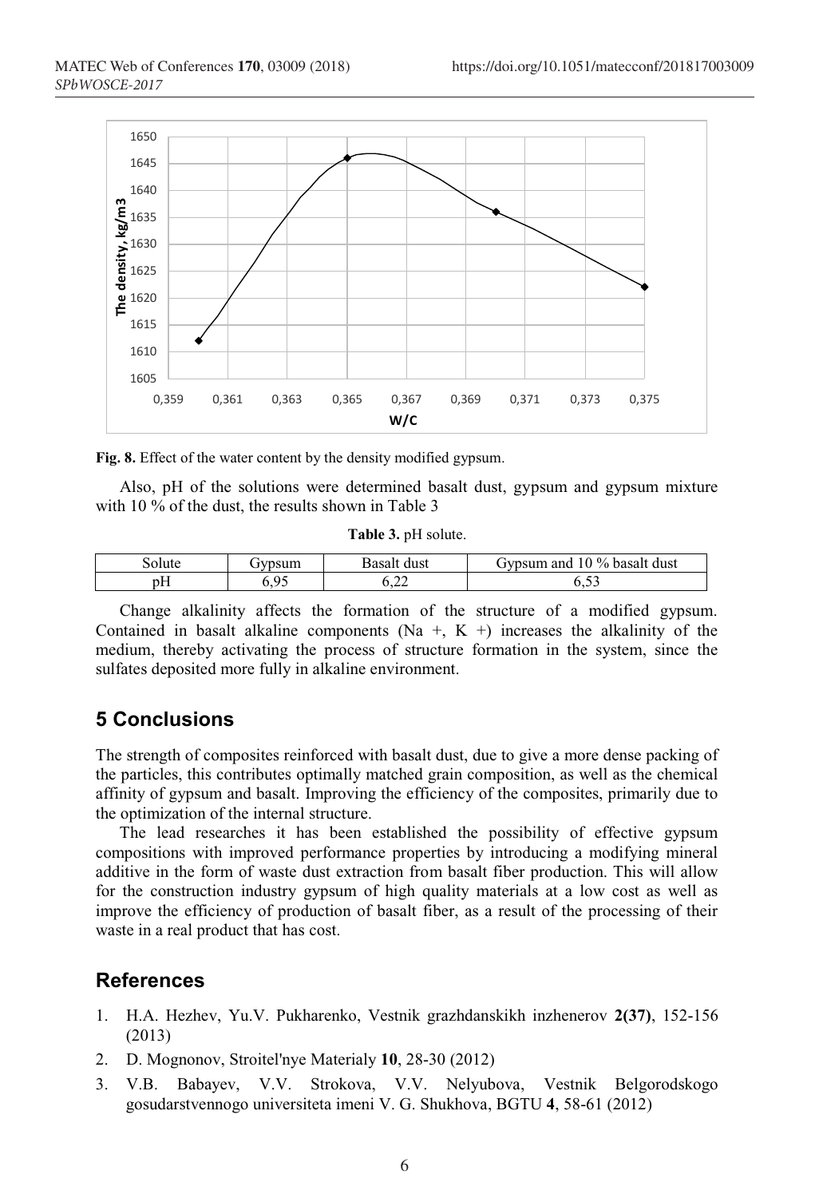Fig. 8. Effect of the water content by the density modified gypsum.

Also, pH of the solutions were determined basalt dust, gypsum and gypsum mixture with 10 % of the dust, the results shown in Table 3

**Table 3.** pH solute.

| Solute | Gypsum | Basalt dust | Gypsum and 10 % basalt dust |
| --- | --- | --- | --- |
| pH | 6,95 | 6,22 | 6,53 |

Change alkalinity affects the formation of the structure of a modified gypsum. Contained in basalt alkaline components ($Na^+$, $K^+$) increases the alkalinity of the medium, thereby activating the process of structure formation in the system, since the sulfates deposited more fully in alkaline environment.

## 5 Conclusions

The strength of composites reinforced with basalt dust, due to give a more dense packing of the particles, this contributes optimally matched grain composition, as well as the chemical affinity of gypsum and basalt. Improving the efficiency of the composites, primarily due to the optimization of the internal structure.

The lead researches it has been established the possibility of effective gypsum compositions with improved performance properties by introducing a modifying mineral additive in the form of waste dust extraction from basalt fiber production. This will allow for the construction industry gypsum of high quality materials at a low cost as well as improve the efficiency of production of basalt fiber, as a result of the processing of their waste in a real product that has cost.

## References

1. H.A. Hezhev, Yu.V. Pukharenko, Vestnik grazhdanskikh inzhenerov **2(37)**, 152-156 (2013)
2. D. Mognonov, Stroitel'nye Materialy **10**, 28-30 (2012)
3. V.B. Babayev, V.V. Strokova, V.V. Nelyubova, Vestnik Belgorodskogo gosudarstvennogo universiteta imeni V. G. Shukhova, BGTU **4**, 58-61 (2012)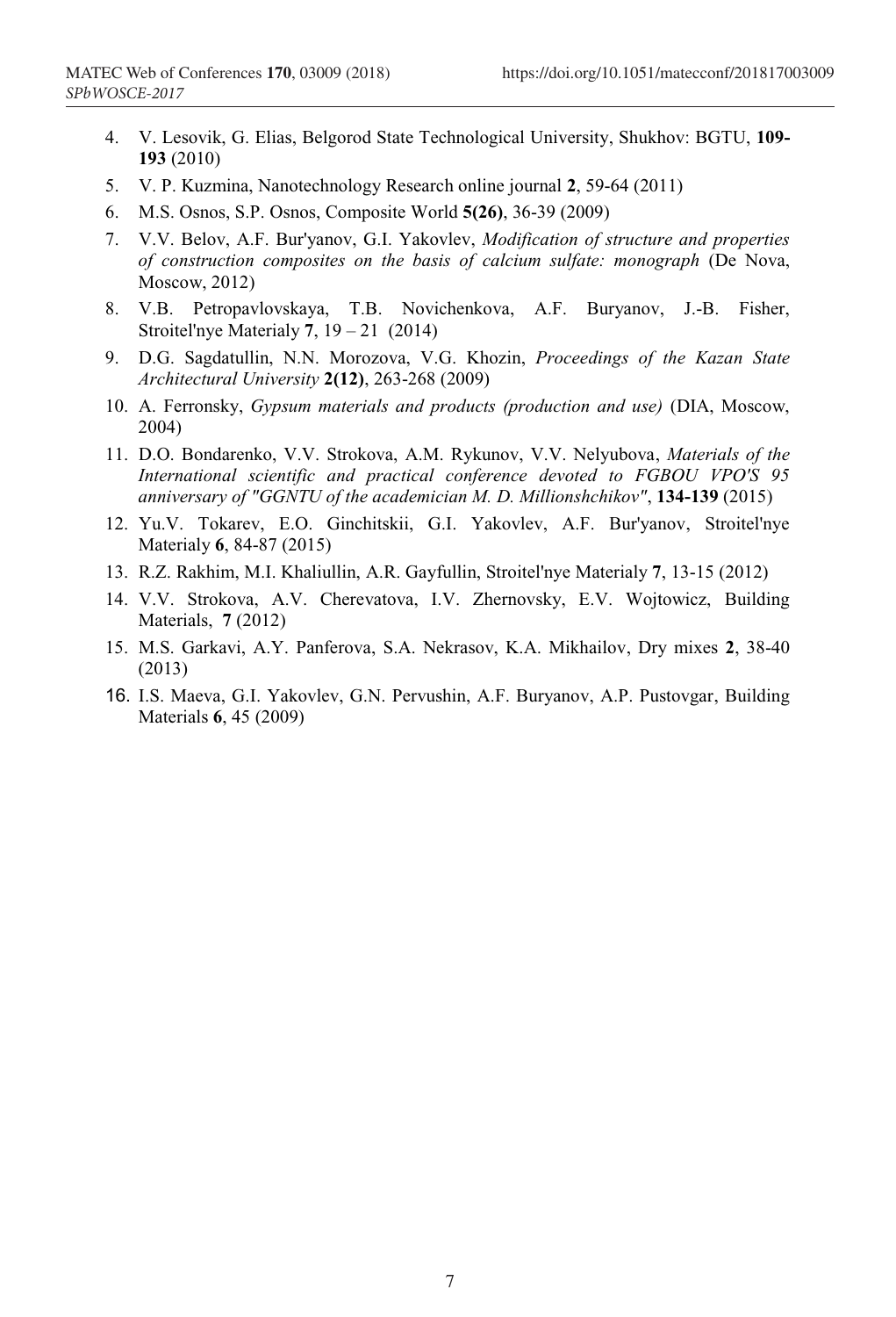4. V. Lesovik, G. Elias, Belgorod State Technological University, Shukhov: BGTU, **109-193** (2010)
5. V. P. Kuzmina, Nanotechnology Research online journal **2**, 59-64 (2011)
6. M.S. Osnos, S.P. Osnos, Composite World **5(26)**, 36-39 (2009)
7. V.V. Belov, A.F. Bur'yanov, G.I. Yakovlev, *Modification of structure and properties of construction composites on the basis of calcium sulfate: monograph* (De Nova, Moscow, 2012)
8. V.B. Petropavlovskaya, T.B. Novichenkova, A.F. Buryanov, J.-B. Fisher, Stroitel'nye Materialy **7**, 19 – 21 (2014)
9. D.G. Sagdatullin, N.N. Morozova, V.G. Khozin, *Proceedings of the Kazan State Architectural University* **2(12)**, 263-268 (2009)
10. A. Ferronsky, *Gypsum materials and products (production and use)* (DIA, Moscow, 2004)
11. D.O. Bondarenko, V.V. Strokova, A.M. Rykunov, V.V. Nelyubova, *Materials of the International scientific and practical conference devoted to FGBOU VPO'S 95 anniversary of "GGNTU of the academician M. D. Millionshchikov"*, **134-139** (2015)
12. Yu.V. Tokarev, E.O. Ginchitskii, G.I. Yakovlev, A.F. Bur'yanov, Stroitel'nye Materialy **6**, 84-87 (2015)
13. R.Z. Rakhim, M.I. Khaliullin, A.R. Gayfullin, Stroitel'nye Materialy **7**, 13-15 (2012)
14. V.V. Strokova, A.V. Cherevatova, I.V. Zhernovsky, E.V. Wojtowicz, Building Materials, **7** (2012)
15. M.S. Garkavi, A.Y. Panferova, S.A. Nekrasov, K.A. Mikhailov, Dry mixes **2**, 38-40 (2013)
16. I.S. Maeva, G.I. Yakovlev, G.N. Pervushin, A.F. Buryanov, A.P. Pustovgar, Building Materials **6**, 45 (2009)